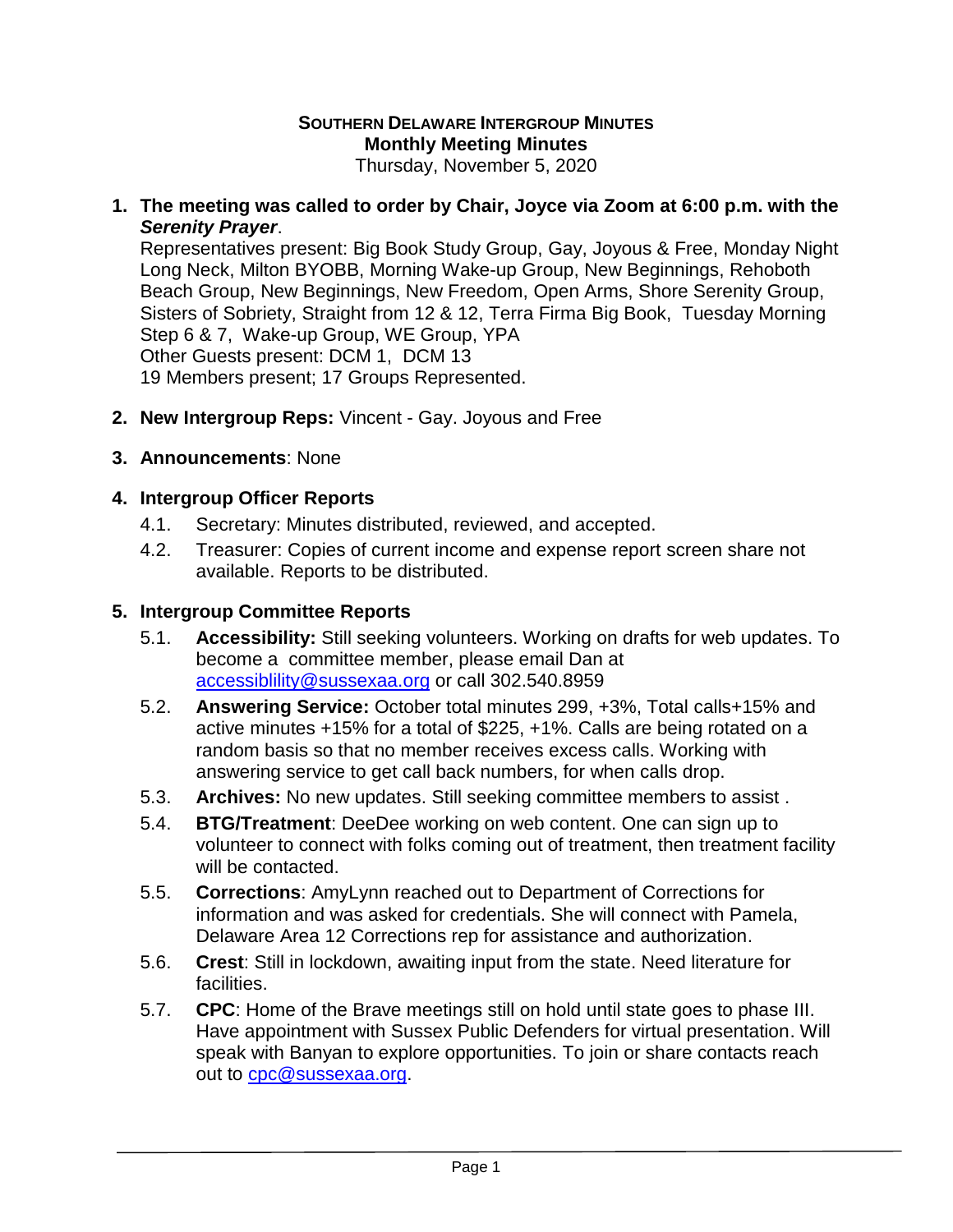**SOUTHERN DELAWARE INTERGROUP MINUTES**
**Monthly Meeting Minutes**
Thursday, November 5, 2020

1. **The meeting was called to order by Chair, Joyce via Zoom at 6:00 p.m. with the *Serenity Prayer*.**
   Representatives present: Big Book Study Group, Gay, Joyous & Free, Monday Night Long Neck, Milton BYOBB, Morning Wake-up Group, New Beginnings, Rehoboth Beach Group, New Beginnings, New Freedom, Open Arms, Shore Serenity Group, Sisters of Sobriety, Straight from 12 & 12, Terra Firma Big Book, Tuesday Morning Step 6 & 7, Wake-up Group, WE Group, YPA
   Other Guests present: DCM 1, DCM 13
   19 Members present; 17 Groups Represented.

2. **New Intergroup Reps:** Vincent - Gay. Joyous and Free

3. **Announcements**: None

4. **Intergroup Officer Reports**
   - 4.1. Secretary: Minutes distributed, reviewed, and accepted.
   - 4.2. Treasurer: Copies of current income and expense report screen share not available. Reports to be distributed.

5. **Intergroup Committee Reports**
   - 5.1. **Accessibility:** Still seeking volunteers. Working on drafts for web updates. To become a committee member, please email Dan at accessiblility@sussexaa.org or call 302.540.8959
   - 5.2. **Answering Service:** October total minutes 299, +3%, Total calls+15% and active minutes +15% for a total of $225, +1%. Calls are being rotated on a random basis so that no member receives excess calls. Working with answering service to get call back numbers, for when calls drop.
   - 5.3. **Archives:** No new updates. Still seeking committee members to assist .
   - 5.4. **BTG/Treatment**: DeeDee working on web content. One can sign up to volunteer to connect with folks coming out of treatment, then treatment facility will be contacted.
   - 5.5. **Corrections**: AmyLynn reached out to Department of Corrections for information and was asked for credentials. She will connect with Pamela, Delaware Area 12 Corrections rep for assistance and authorization.
   - 5.6. **Crest**: Still in lockdown, awaiting input from the state. Need literature for facilities.
   - 5.7. **CPC**: Home of the Brave meetings still on hold until state goes to phase III. Have appointment with Sussex Public Defenders for virtual presentation. Will speak with Banyan to explore opportunities. To join or share contacts reach out to cpc@sussexaa.org.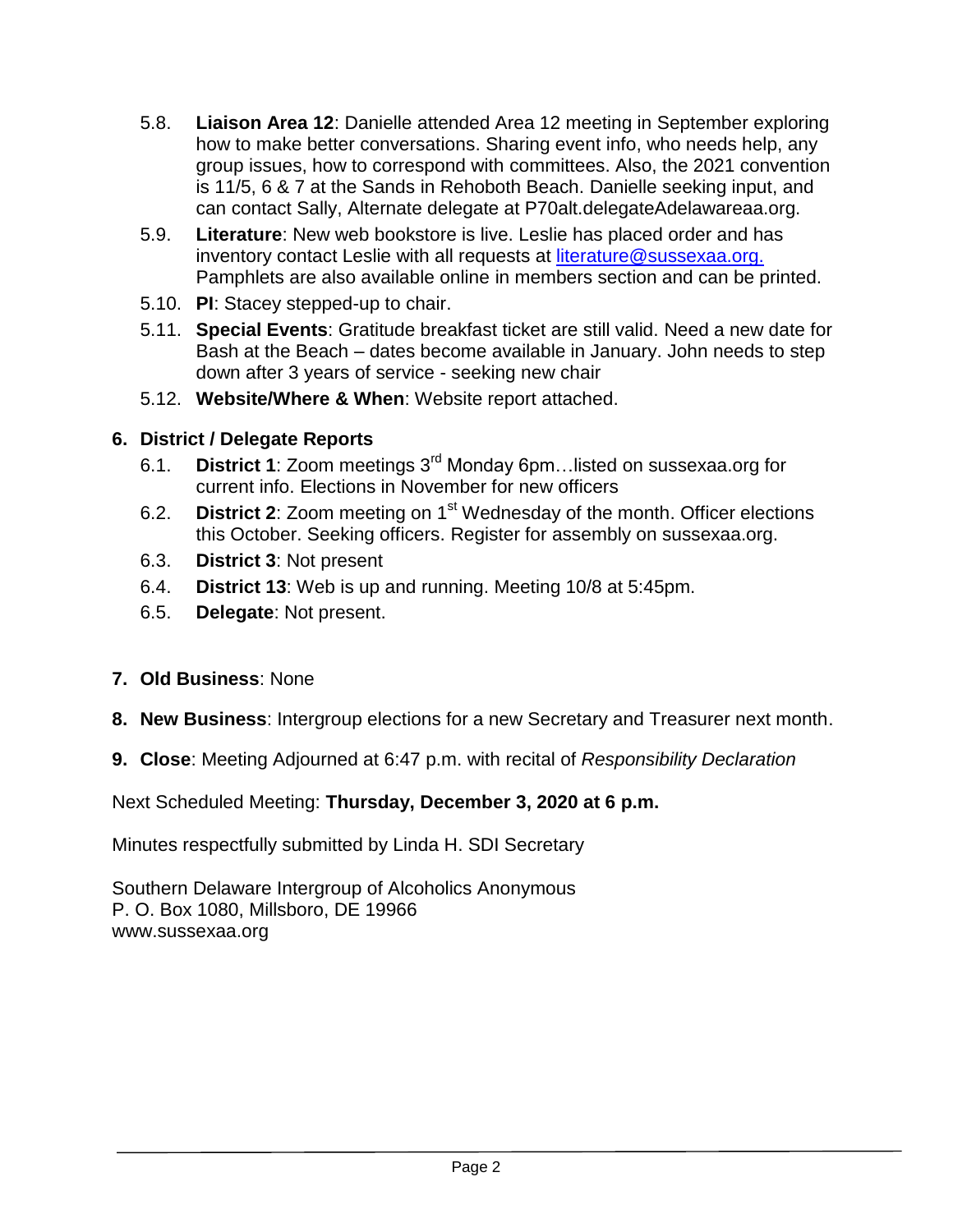5.8. **Liaison Area 12**: Danielle attended Area 12 meeting in September exploring how to make better conversations. Sharing event info, who needs help, any group issues, how to correspond with committees. Also, the 2021 convention is 11/5, 6 & 7 at the Sands in Rehoboth Beach. Danielle seeking input, and can contact Sally, Alternate delegate at P70alt.delegateAdelawareaa.org.

5.9. **Literature**: New web bookstore is live. Leslie has placed order and has inventory contact Leslie with all requests at literature@sussexaa.org. Pamphlets are also available online in members section and can be printed.

5.10. **PI**: Stacey stepped-up to chair.

5.11. **Special Events**: Gratitude breakfast ticket are still valid. Need a new date for Bash at the Beach – dates become available in January. John needs to step down after 3 years of service - seeking new chair

5.12. **Website/Where & When**: Website report attached.

**6. District / Delegate Reports**

6.1. **District 1**: Zoom meetings 3rd Monday 6pm…listed on sussexaa.org for current info. Elections in November for new officers

6.2. **District 2**: Zoom meeting on 1st Wednesday of the month. Officer elections this October. Seeking officers. Register for assembly on sussexaa.org.

6.3. **District 3**: Not present

6.4. **District 13**: Web is up and running. Meeting 10/8 at 5:45pm.

6.5. **Delegate**: Not present.

**7. Old Business**: None

**8. New Business**: Intergroup elections for a new Secretary and Treasurer next month.

**9. Close**: Meeting Adjourned at 6:47 p.m. with recital of *Responsibility Declaration*

Next Scheduled Meeting: **Thursday, December 3, 2020 at 6 p.m.**

Minutes respectfully submitted by Linda H. SDI Secretary

Southern Delaware Intergroup of Alcoholics Anonymous
P. O. Box 1080, Millsboro, DE 19966
www.sussexaa.org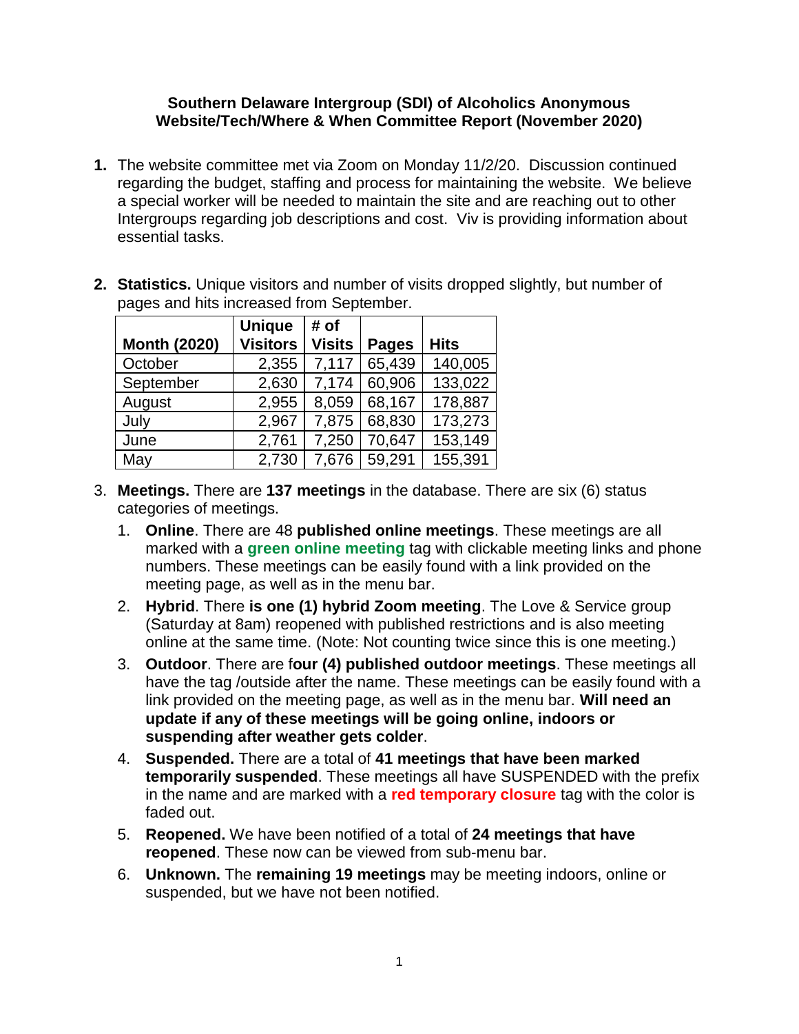**Southern Delaware Intergroup (SDI) of Alcoholics Anonymous**
**Website/Tech/Where & When Committee Report (November 2020)**

1. The website committee met via Zoom on Monday 11/2/20. Discussion continued regarding the budget, staffing and process for maintaining the website. We believe a special worker will be needed to maintain the site and are reaching out to other Intergroups regarding job descriptions and cost. Viv is providing information about essential tasks.

2. **Statistics.** Unique visitors and number of visits dropped slightly, but number of pages and hits increased from September.

| Month (2020) | Unique Visitors | # of Visits | Pages | Hits |
|---|---|---|---|---|
| October | 2,355 | 7,117 | 65,439 | 140,005 |
| September | 2,630 | 7,174 | 60,906 | 133,022 |
| August | 2,955 | 8,059 | 68,167 | 178,887 |
| July | 2,967 | 7,875 | 68,830 | 173,273 |
| June | 2,761 | 7,250 | 70,647 | 153,149 |
| May | 2,730 | 7,676 | 59,291 | 155,391 |

3. **Meetings.** There are **137 meetings** in the database. There are six (6) status categories of meetings.
   1. **Online**. There are 48 **published online meetings**. These meetings are all marked with a **green online meeting** tag with clickable meeting links and phone numbers. These meetings can be easily found with a link provided on the meeting page, as well as in the menu bar.
   2. **Hybrid**. There **is one (1) hybrid Zoom meeting**. The Love & Service group (Saturday at 8am) reopened with published restrictions and is also meeting online at the same time. (Note: Not counting twice since this is one meeting.)
   3. **Outdoor**. There are f**our (4) published outdoor meetings**. These meetings all have the tag /outside after the name. These meetings can be easily found with a link provided on the meeting page, as well as in the menu bar. **Will need an update if any of these meetings will be going online, indoors or suspending after weather gets colder**.
   4. **Suspended.** There are a total of **41 meetings that have been marked temporarily suspended**. These meetings all have SUSPENDED with the prefix in the name and are marked with a **red temporary closure** tag with the color is faded out.
   5. **Reopened.** We have been notified of a total of **24 meetings that have reopened**. These now can be viewed from sub-menu bar.
   6. **Unknown.** The **remaining 19 meetings** may be meeting indoors, online or suspended, but we have not been notified.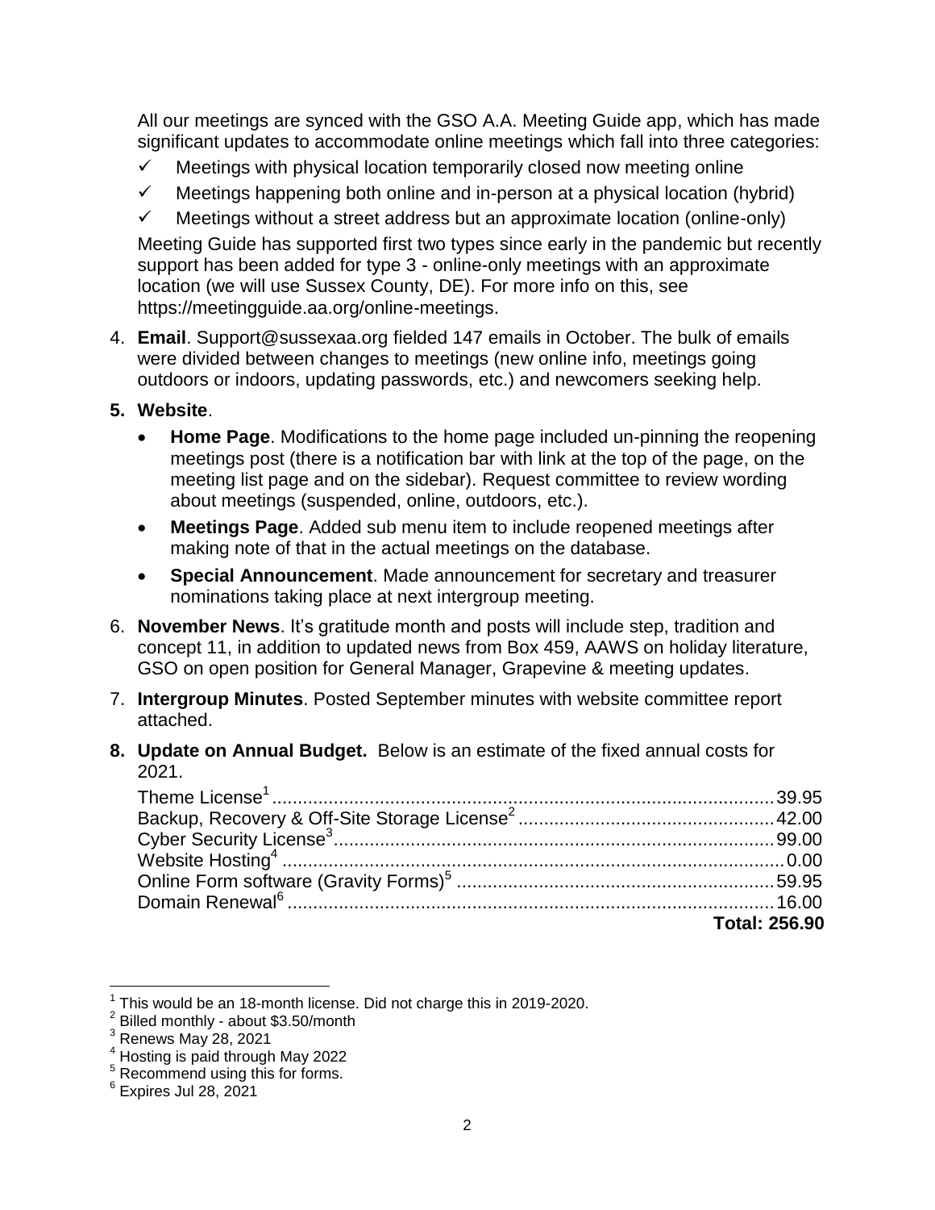All our meetings are synced with the GSO A.A. Meeting Guide app, which has made significant updates to accommodate online meetings which fall into three categories:

- ✓ Meetings with physical location temporarily closed now meeting online
- ✓ Meetings happening both online and in-person at a physical location (hybrid)
- ✓ Meetings without a street address but an approximate location (online-only)

Meeting Guide has supported first two types since early in the pandemic but recently support has been added for type 3 - online-only meetings with an approximate location (we will use Sussex County, DE). For more info on this, see https://meetingguide.aa.org/online-meetings.

4. **Email**. Support@sussexaa.org fielded 147 emails in October. The bulk of emails were divided between changes to meetings (new online info, meetings going outdoors or indoors, updating passwords, etc.) and newcomers seeking help.
5. **Website**.
   - **Home Page**. Modifications to the home page included un-pinning the reopening meetings post (there is a notification bar with link at the top of the page, on the meeting list page and on the sidebar). Request committee to review wording about meetings (suspended, online, outdoors, etc.).
   - **Meetings Page**. Added sub menu item to include reopened meetings after making note of that in the actual meetings on the database.
   - **Special Announcement**. Made announcement for secretary and treasurer nominations taking place at next intergroup meeting.
6. **November News**. It's gratitude month and posts will include step, tradition and concept 11, in addition to updated news from Box 459, AAWS on holiday literature, GSO on open position for General Manager, Grapevine & meeting updates.
7. **Intergroup Minutes**. Posted September minutes with website committee report attached.
8. **Update on Annual Budget.** Below is an estimate of the fixed annual costs for 2021.

| | |
|---|---|
| Theme License[1] | 39.95 |
| Backup, Recovery & Off-Site Storage License[2] | 42.00 |
| Cyber Security License[3] | 99.00 |
| Website Hosting[4] | 0.00 |
| Online Form software (Gravity Forms)[5] | 59.95 |
| Domain Renewal[6] | 16.00 |
| | **Total: 256.90** |

[1] This would be an 18-month license. Did not charge this in 2019-2020.
[2] Billed monthly - about $3.50/month
[3] Renews May 28, 2021
[4] Hosting is paid through May 2022
[5] Recommend using this for forms.
[6] Expires Jul 28, 2021